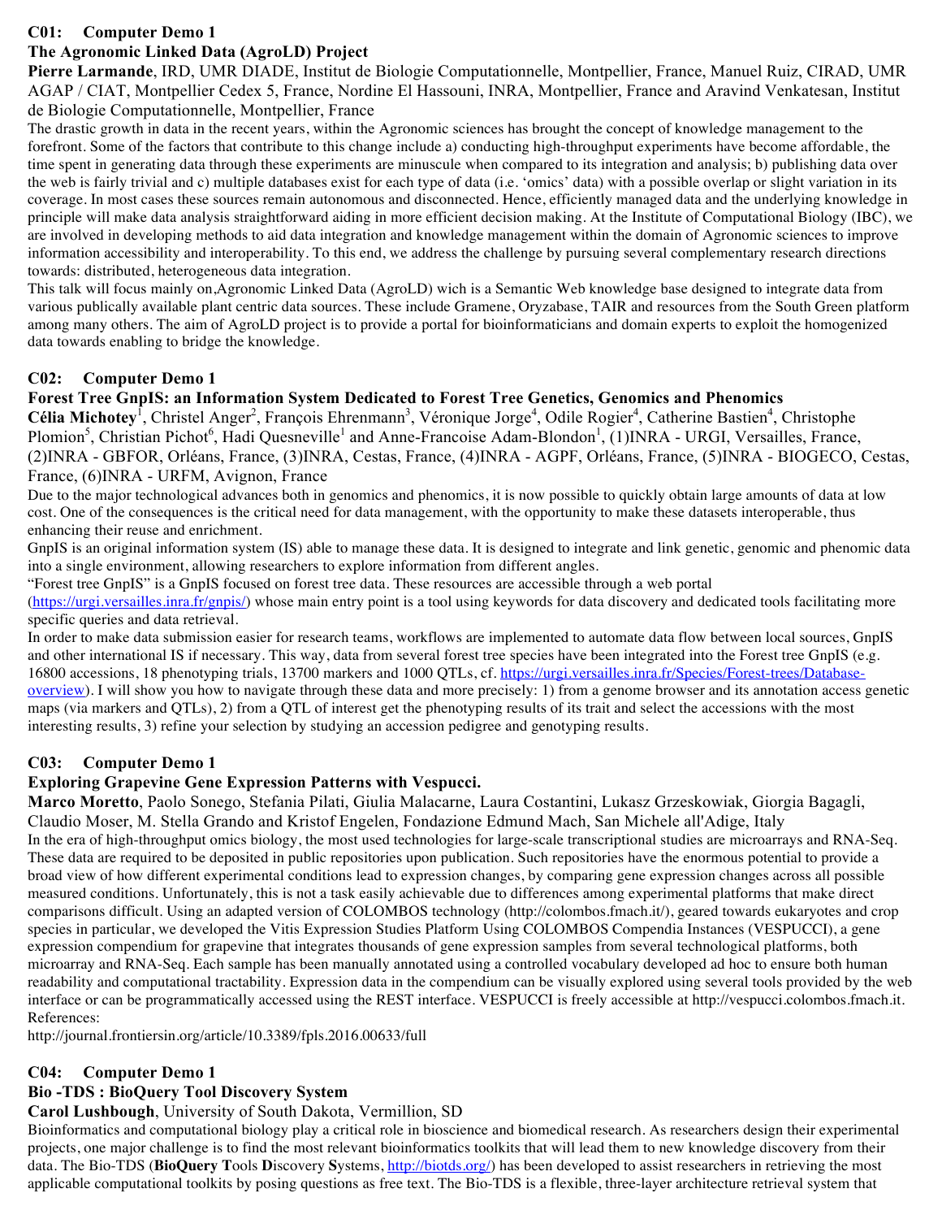## C01: Computer Demo 1

### The Agronomic Linked Data (AgroLD) Project

**Pierre Larmande**, IRD, UMR DIADE, Institut de Biologie Computationnelle, Montpellier, France, Manuel Ruiz, CIRAD, UMR AGAP / CIAT, Montpellier Cedex 5, France, Nordine El Hassouni, INRA, Montpellier, France and Aravind Venkatesan, Institut de Biologie Computationnelle, Montpellier, France

The drastic growth in data in the recent years, within the Agronomic sciences has brought the concept of knowledge management to the forefront. Some of the factors that contribute to this change include a) conducting high-throughput experiments have become affordable, the time spent in generating data through these experiments are minuscule when compared to its integration and analysis; b) publishing data over the web is fairly trivial and c) multiple databases exist for each type of data (i.e. 'omics' data) with a possible overlap or slight variation in its coverage. In most cases these sources remain autonomous and disconnected. Hence, efficiently managed data and the underlying knowledge in principle will make data analysis straightforward aiding in more efficient decision making. At the Institute of Computational Biology (IBC), we are involved in developing methods to aid data integration and knowledge management within the domain of Agronomic sciences to improve information accessibility and interoperability. To this end, we address the challenge by pursuing several complementary research directions towards: distributed, heterogeneous data integration.

This talk will focus mainly on,Agronomic Linked Data (AgroLD) wich is a Semantic Web knowledge base designed to integrate data from various publically available plant centric data sources. These include Gramene, Oryzabase, TAIR and resources from the South Green platform among many others. The aim of AgroLD project is to provide a portal for bioinformaticians and domain experts to exploit the homogenized data towards enabling to bridge the knowledge.

## C02: Computer Demo 1

### Forest Tree GnpIS: an Information System Dedicated to Forest Tree Genetics, Genomics and Phenomics

**Célia Michotey**[1], Christel Anger[2], François Ehrenmann[3], Véronique Jorge[4], Odile Rogier[4], Catherine Bastien[4], Christophe Plomion[5], Christian Pichot[6], Hadi Quesneville[1] and Anne-Francoise Adam-Blondon[1], (1)INRA - URGI, Versailles, France, (2)INRA - GBFOR, Orléans, France, (3)INRA, Cestas, France, (4)INRA - AGPF, Orléans, France, (5)INRA - BIOGECO, Cestas, France, (6)INRA - URFM, Avignon, France

Due to the major technological advances both in genomics and phenomics, it is now possible to quickly obtain large amounts of data at low cost. One of the consequences is the critical need for data management, with the opportunity to make these datasets interoperable, thus enhancing their reuse and enrichment.

GnpIS is an original information system (IS) able to manage these data. It is designed to integrate and link genetic, genomic and phenomic data into a single environment, allowing researchers to explore information from different angles.

"Forest tree GnpIS" is a GnpIS focused on forest tree data. These resources are accessible through a web portal (https://urgi.versailles.inra.fr/gnpis/) whose main entry point is a tool using keywords for data discovery and dedicated tools facilitating more specific queries and data retrieval.

In order to make data submission easier for research teams, workflows are implemented to automate data flow between local sources, GnpIS and other international IS if necessary. This way, data from several forest tree species have been integrated into the Forest tree GnpIS (e.g. 16800 accessions, 18 phenotyping trials, 13700 markers and 1000 QTLs, cf. https://urgi.versailles.inra.fr/Species/Forest-trees/Database-overview). I will show you how to navigate through these data and more precisely: 1) from a genome browser and its annotation access genetic maps (via markers and QTLs), 2) from a QTL of interest get the phenotyping results of its trait and select the accessions with the most interesting results, 3) refine your selection by studying an accession pedigree and genotyping results.

## C03: Computer Demo 1

### Exploring Grapevine Gene Expression Patterns with Vespucci.

**Marco Moretto**, Paolo Sonego, Stefania Pilati, Giulia Malacarne, Laura Costantini, Lukasz Grzeskowiak, Giorgia Bagagli, Claudio Moser, M. Stella Grando and Kristof Engelen, Fondazione Edmund Mach, San Michele all'Adige, Italy

In the era of high-throughput omics biology, the most used technologies for large-scale transcriptional studies are microarrays and RNA-Seq. These data are required to be deposited in public repositories upon publication. Such repositories have the enormous potential to provide a broad view of how different experimental conditions lead to expression changes, by comparing gene expression changes across all possible measured conditions. Unfortunately, this is not a task easily achievable due to differences among experimental platforms that make direct comparisons difficult. Using an adapted version of COLOMBOS technology (http://colombos.fmach.it/), geared towards eukaryotes and crop species in particular, we developed the Vitis Expression Studies Platform Using COLOMBOS Compendia Instances (VESPUCCI), a gene expression compendium for grapevine that integrates thousands of gene expression samples from several technological platforms, both microarray and RNA-Seq. Each sample has been manually annotated using a controlled vocabulary developed ad hoc to ensure both human readability and computational tractability. Expression data in the compendium can be visually explored using several tools provided by the web interface or can be programmatically accessed using the REST interface. VESPUCCI is freely accessible at http://vespucci.colombos.fmach.it.

References:

http://journal.frontiersin.org/article/10.3389/fpls.2016.00633/full

## C04: Computer Demo 1

### Bio -TDS : BioQuery Tool Discovery System

**Carol Lushbough**, University of South Dakota, Vermillion, SD

Bioinformatics and computational biology play a critical role in bioscience and biomedical research. As researchers design their experimental projects, one major challenge is to find the most relevant bioinformatics toolkits that will lead them to new knowledge discovery from their data. The Bio-TDS (**B**io**Q**uery **T**ools **D**iscovery **S**ystems, http://biotds.org/) has been developed to assist researchers in retrieving the most applicable computational toolkits by posing questions as free text. The Bio-TDS is a flexible, three-layer architecture retrieval system that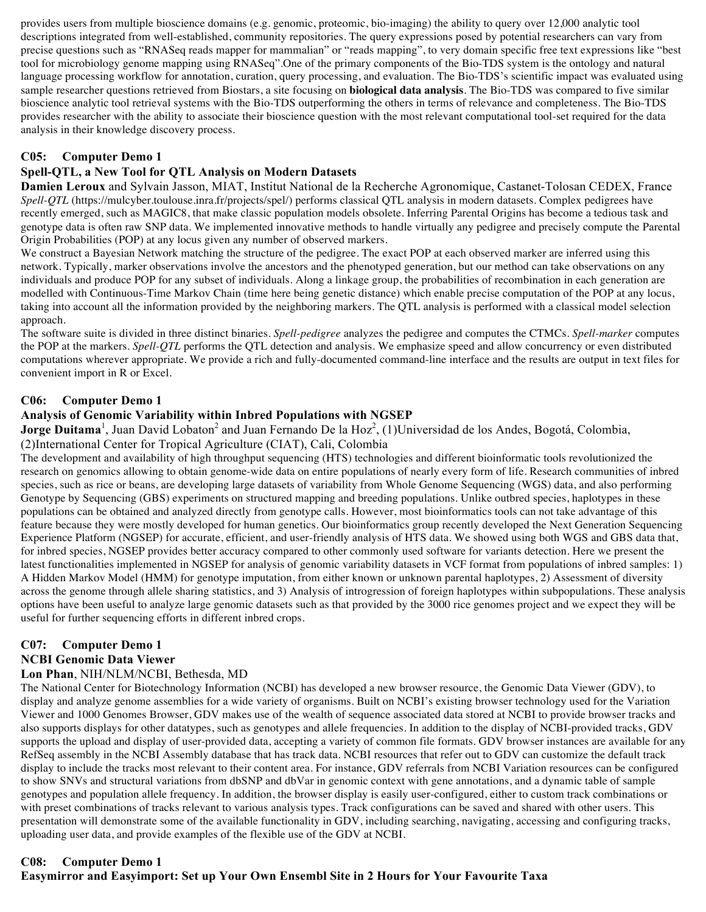provides users from multiple bioscience domains (e.g. genomic, proteomic, bio-imaging) the ability to query over 12,000 analytic tool descriptions integrated from well-established, community repositories. The query expressions posed by potential researchers can vary from precise questions such as "RNASeq reads mapper for mammalian" or "reads mapping", to very domain specific free text expressions like "best tool for microbiology genome mapping using RNASeq".One of the primary components of the Bio-TDS system is the ontology and natural language processing workflow for annotation, curation, query processing, and evaluation. The Bio-TDS's scientific impact was evaluated using sample researcher questions retrieved from Biostars, a site focusing on **biological data analysis**. The Bio-TDS was compared to five similar bioscience analytic tool retrieval systems with the Bio-TDS outperforming the others in terms of relevance and completeness. The Bio-TDS provides researcher with the ability to associate their bioscience question with the most relevant computational tool-set required for the data analysis in their knowledge discovery process.

### C05: Computer Demo 1

### Spell-QTL, a New Tool for QTL Analysis on Modern Datasets

**Damien Leroux** and Sylvain Jasson, MIAT, Institut National de la Recherche Agronomique, Castanet-Tolosan CEDEX, France

*Spell-QTL* (https://mulcyber.toulouse.inra.fr/projects/spel/) performs classical QTL analysis in modern datasets. Complex pedigrees have recently emerged, such as MAGIC8, that make classic population models obsolete. Inferring Parental Origins has become a tedious task and genotype data is often raw SNP data. We implemented innovative methods to handle virtually any pedigree and precisely compute the Parental Origin Probabilities (POP) at any locus given any number of observed markers.

We construct a Bayesian Network matching the structure of the pedigree. The exact POP at each observed marker are inferred using this network. Typically, marker observations involve the ancestors and the phenotyped generation, but our method can take observations on any individuals and produce POP for any subset of individuals. Along a linkage group, the probabilities of recombination in each generation are modelled with Continuous-Time Markov Chain (time here being genetic distance) which enable precise computation of the POP at any locus, taking into account all the information provided by the neighboring markers. The QTL analysis is performed with a classical model selection approach.

The software suite is divided in three distinct binaries. *Spell-pedigree* analyzes the pedigree and computes the CTMCs. *Spell-marker* computes the POP at the markers. *Spell-QTL* performs the QTL detection and analysis. We emphasize speed and allow concurrency or even distributed computations wherever appropriate. We provide a rich and fully-documented command-line interface and the results are output in text files for convenient import in R or Excel.

### C06: Computer Demo 1

### Analysis of Genomic Variability within Inbred Populations with NGSEP

**Jorge Duitama**[1], Juan David Lobaton[2] and Juan Fernando De la Hoz[2], (1)Universidad de los Andes, Bogotá, Colombia, (2)International Center for Tropical Agriculture (CIAT), Cali, Colombia

The development and availability of high throughput sequencing (HTS) technologies and different bioinformatic tools revolutionized the research on genomics allowing to obtain genome-wide data on entire populations of nearly every form of life. Research communities of inbred species, such as rice or beans, are developing large datasets of variability from Whole Genome Sequencing (WGS) data, and also performing Genotype by Sequencing (GBS) experiments on structured mapping and breeding populations. Unlike outbred species, haplotypes in these populations can be obtained and analyzed directly from genotype calls. However, most bioinformatics tools can not take advantage of this feature because they were mostly developed for human genetics. Our bioinformatics group recently developed the Next Generation Sequencing Experience Platform (NGSEP) for accurate, efficient, and user-friendly analysis of HTS data. We showed using both WGS and GBS data that, for inbred species, NGSEP provides better accuracy compared to other commonly used software for variants detection. Here we present the latest functionalities implemented in NGSEP for analysis of genomic variability datasets in VCF format from populations of inbred samples: 1) A Hidden Markov Model (HMM) for genotype imputation, from either known or unknown parental haplotypes, 2) Assessment of diversity across the genome through allele sharing statistics, and 3) Analysis of introgression of foreign haplotypes within subpopulations. These analysis options have been useful to analyze large genomic datasets such as that provided by the 3000 rice genomes project and we expect they will be useful for further sequencing efforts in different inbred crops.

### C07: Computer Demo 1

### NCBI Genomic Data Viewer

**Lon Phan**, NIH/NLM/NCBI, Bethesda, MD

The National Center for Biotechnology Information (NCBI) has developed a new browser resource, the Genomic Data Viewer (GDV), to display and analyze genome assemblies for a wide variety of organisms. Built on NCBI's existing browser technology used for the Variation Viewer and 1000 Genomes Browser, GDV makes use of the wealth of sequence associated data stored at NCBI to provide browser tracks and also supports displays for other datatypes, such as genotypes and allele frequencies. In addition to the display of NCBI-provided tracks, GDV supports the upload and display of user-provided data, accepting a variety of common file formats. GDV browser instances are available for any RefSeq assembly in the NCBI Assembly database that has track data. NCBI resources that refer out to GDV can customize the default track display to include the tracks most relevant to their content area. For instance, GDV referrals from NCBI Variation resources can be configured to show SNVs and structural variations from dbSNP and dbVar in genomic context with gene annotations, and a dynamic table of sample genotypes and population allele frequency. In addition, the browser display is easily user-configured, either to custom track combinations or with preset combinations of tracks relevant to various analysis types. Track configurations can be saved and shared with other users. This presentation will demonstrate some of the available functionality in GDV, including searching, navigating, accessing and configuring tracks, uploading user data, and provide examples of the flexible use of the GDV at NCBI.

### C08: Computer Demo 1

### Easymirror and Easyimport: Set up Your Own Ensembl Site in 2 Hours for Your Favourite Taxa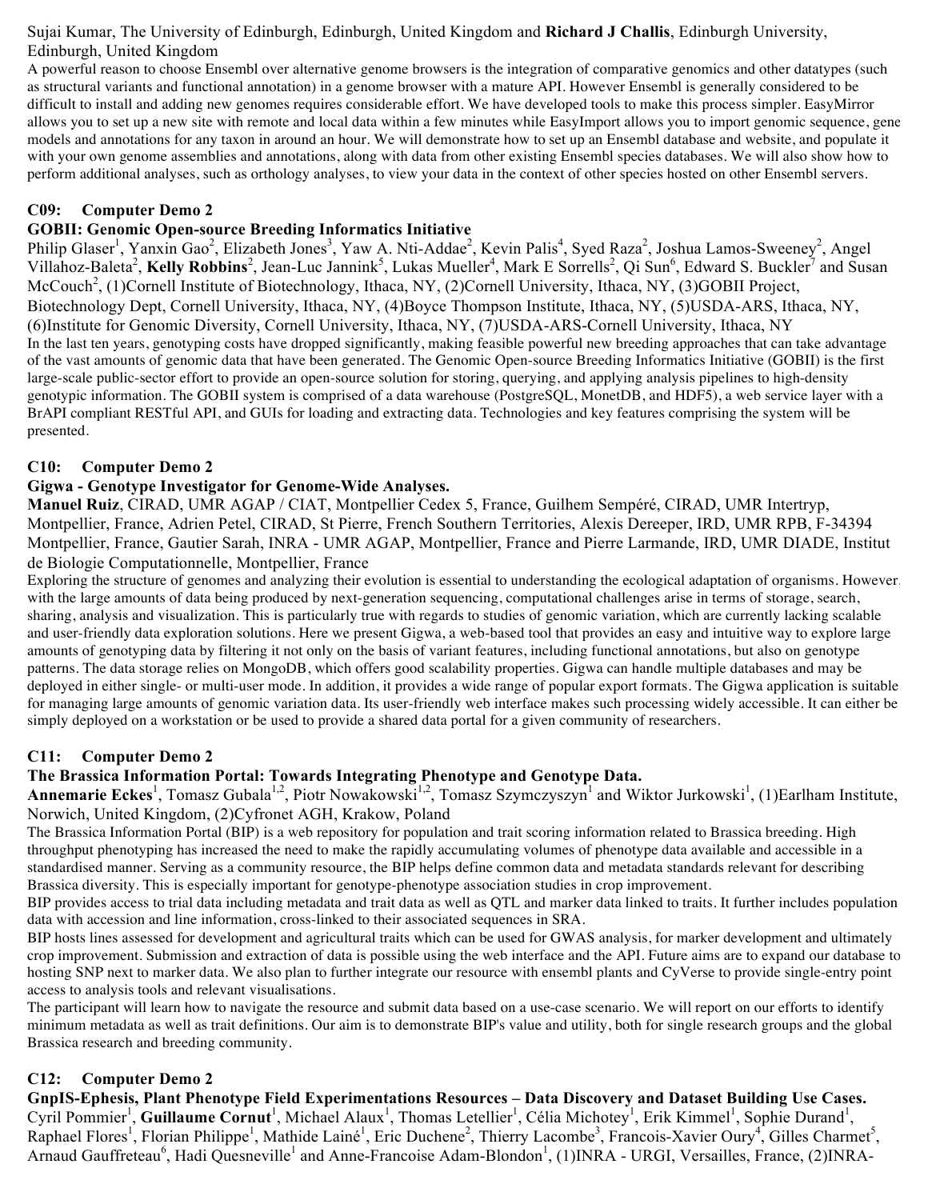Sujai Kumar, The University of Edinburgh, Edinburgh, United Kingdom and **Richard J Challis**, Edinburgh University, Edinburgh, United Kingdom

A powerful reason to choose Ensembl over alternative genome browsers is the integration of comparative genomics and other datatypes (such as structural variants and functional annotation) in a genome browser with a mature API. However Ensembl is generally considered to be difficult to install and adding new genomes requires considerable effort. We have developed tools to make this process simpler. EasyMirror allows you to set up a new site with remote and local data within a few minutes while EasyImport allows you to import genomic sequence, gene models and annotations for any taxon in around an hour. We will demonstrate how to set up an Ensembl database and website, and populate it with your own genome assemblies and annotations, along with data from other existing Ensembl species databases. We will also show how to perform additional analyses, such as orthology analyses, to view your data in the context of other species hosted on other Ensembl servers.

### C09: Computer Demo 2

### GOBII: Genomic Open-source Breeding Informatics Initiative

Philip Glaser[1], Yanxin Gao[2], Elizabeth Jones[3], Yaw A. Nti-Addae[2], Kevin Palis[4], Syed Raza[2], Joshua Lamos-Sweeney[2], Angel Villahoz-Baleta[2], **Kelly Robbins**[2], Jean-Luc Jannink[5], Lukas Mueller[4], Mark E Sorrells[2], Qi Sun[6], Edward S. Buckler[7] and Susan McCouch[2], (1)Cornell Institute of Biotechnology, Ithaca, NY, (2)Cornell University, Ithaca, NY, (3)GOBII Project, Biotechnology Dept, Cornell University, Ithaca, NY, (4)Boyce Thompson Institute, Ithaca, NY, (5)USDA-ARS, Ithaca, NY, (6)Institute for Genomic Diversity, Cornell University, Ithaca, NY, (7)USDA-ARS-Cornell University, Ithaca, NY

In the last ten years, genotyping costs have dropped significantly, making feasible powerful new breeding approaches that can take advantage of the vast amounts of genomic data that have been generated. The Genomic Open-source Breeding Informatics Initiative (GOBII) is the first large-scale public-sector effort to provide an open-source solution for storing, querying, and applying analysis pipelines to high-density genotypic information. The GOBII system is comprised of a data warehouse (PostgreSQL, MonetDB, and HDF5), a web service layer with a BrAPI compliant RESTful API, and GUIs for loading and extracting data. Technologies and key features comprising the system will be presented.

### C10: Computer Demo 2

### Gigwa - Genotype Investigator for Genome-Wide Analyses.

**Manuel Ruiz**, CIRAD, UMR AGAP / CIAT, Montpellier Cedex 5, France, Guilhem Sempéré, CIRAD, UMR Intertryp, Montpellier, France, Adrien Petel, CIRAD, St Pierre, French Southern Territories, Alexis Dereeper, IRD, UMR RPB, F-34394 Montpellier, France, Gautier Sarah, INRA - UMR AGAP, Montpellier, France and Pierre Larmande, IRD, UMR DIADE, Institut de Biologie Computationnelle, Montpellier, France

Exploring the structure of genomes and analyzing their evolution is essential to understanding the ecological adaptation of organisms. However, with the large amounts of data being produced by next-generation sequencing, computational challenges arise in terms of storage, search, sharing, analysis and visualization. This is particularly true with regards to studies of genomic variation, which are currently lacking scalable and user-friendly data exploration solutions. Here we present Gigwa, a web-based tool that provides an easy and intuitive way to explore large amounts of genotyping data by filtering it not only on the basis of variant features, including functional annotations, but also on genotype patterns. The data storage relies on MongoDB, which offers good scalability properties. Gigwa can handle multiple databases and may be deployed in either single- or multi-user mode. In addition, it provides a wide range of popular export formats. The Gigwa application is suitable for managing large amounts of genomic variation data. Its user-friendly web interface makes such processing widely accessible. It can either be simply deployed on a workstation or be used to provide a shared data portal for a given community of researchers.

### C11: Computer Demo 2

### The Brassica Information Portal: Towards Integrating Phenotype and Genotype Data.

**Annemarie Eckes**[1], Tomasz Gubala[1,2], Piotr Nowakowski[1,2], Tomasz Szymczyszyn[1] and Wiktor Jurkowski[1], (1)Earlham Institute, Norwich, United Kingdom, (2)Cyfronet AGH, Krakow, Poland

The Brassica Information Portal (BIP) is a web repository for population and trait scoring information related to Brassica breeding. High throughput phenotyping has increased the need to make the rapidly accumulating volumes of phenotype data available and accessible in a standardised manner. Serving as a community resource, the BIP helps define common data and metadata standards relevant for describing Brassica diversity. This is especially important for genotype-phenotype association studies in crop improvement.

BIP provides access to trial data including metadata and trait data as well as QTL and marker data linked to traits. It further includes population data with accession and line information, cross-linked to their associated sequences in SRA.

BIP hosts lines assessed for development and agricultural traits which can be used for GWAS analysis, for marker development and ultimately crop improvement. Submission and extraction of data is possible using the web interface and the API. Future aims are to expand our database to hosting SNP next to marker data. We also plan to further integrate our resource with ensembl plants and CyVerse to provide single-entry point access to analysis tools and relevant visualisations.

The participant will learn how to navigate the resource and submit data based on a use-case scenario. We will report on our efforts to identify minimum metadata as well as trait definitions. Our aim is to demonstrate BIP's value and utility, both for single research groups and the global Brassica research and breeding community.

### C12: Computer Demo 2

### GnpIS-Ephesis, Plant Phenotype Field Experimentations Resources – Data Discovery and Dataset Building Use Cases.

Cyril Pommier[1], **Guillaume Cornut**[1], Michael Alaux[1], Thomas Letellier[1], Célia Michotey[1], Erik Kimmel[1], Sophie Durand[1], Raphael Flores[1], Florian Philippe[1], Mathide Lainé[1], Eric Duchene[2], Thierry Lacombe[3], Francois-Xavier Oury[4], Gilles Charmet[5], Arnaud Gauffreteau[6], Hadi Quesneville[1] and Anne-Francoise Adam-Blondon[1], (1)INRA - URGI, Versailles, France, (2)INRA-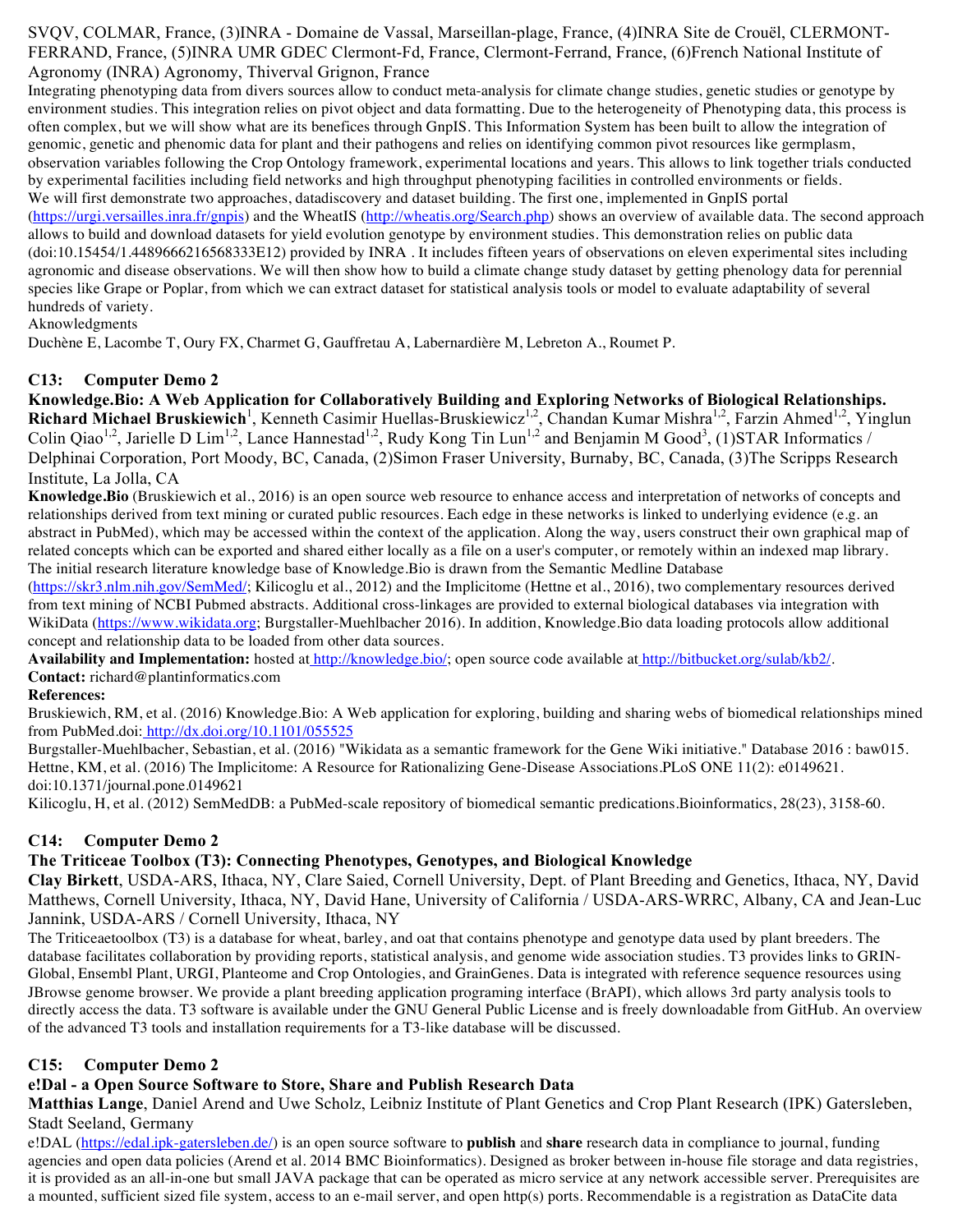SVQV, COLMAR, France, (3)INRA - Domaine de Vassal, Marseillan-plage, France, (4)INRA Site de Crouël, CLERMONT-FERRAND, France, (5)INRA UMR GDEC Clermont-Fd, France, Clermont-Ferrand, France, (6)French National Institute of Agronomy (INRA) Agronomy, Thiverval Grignon, France

Integrating phenotyping data from divers sources allow to conduct meta-analysis for climate change studies, genetic studies or genotype by environment studies. This integration relies on pivot object and data formatting. Due to the heterogeneity of Phenotyping data, this process is often complex, but we will show what are its benefices through GnpIS. This Information System has been built to allow the integration of genomic, genetic and phenomic data for plant and their pathogens and relies on identifying common pivot resources like germplasm, observation variables following the Crop Ontology framework, experimental locations and years. This allows to link together trials conducted by experimental facilities including field networks and high throughput phenotyping facilities in controlled environments or fields.

We will first demonstrate two approaches, datadiscovery and dataset building. The first one, implemented in GnpIS portal (https://urgi.versailles.inra.fr/gnpis) and the WheatIS (http://wheatis.org/Search.php) shows an overview of available data. The second approach allows to build and download datasets for yield evolution genotype by environment studies. This demonstration relies on public data (doi:10.15454/1.4489666216568333E12) provided by INRA . It includes fifteen years of observations on eleven experimental sites including agronomic and disease observations. We will then show how to build a climate change study dataset by getting phenology data for perennial species like Grape or Poplar, from which we can extract dataset for statistical analysis tools or model to evaluate adaptability of several hundreds of variety.

Aknowledgments

Duchène E, Lacombe T, Oury FX, Charmet G, Gauffretau A, Labernardière M, Lebreton A., Roumet P.

## C13: Computer Demo 2

### Knowledge.Bio: A Web Application for Collaboratively Building and Exploring Networks of Biological Relationships.

**Richard Michael Bruskiewich**[1], Kenneth Casimir Huellas-Bruskiewicz[1,2], Chandan Kumar Mishra[1,2], Farzin Ahmed[1,2], Yinglun Colin Qiao[1,2], Jarielle D Lim[1,2], Lance Hannestad[1,2], Rudy Kong Tin Lun[1,2] and Benjamin M Good[3], (1)STAR Informatics / Delphinai Corporation, Port Moody, BC, Canada, (2)Simon Fraser University, Burnaby, BC, Canada, (3)The Scripps Research Institute, La Jolla, CA

**Knowledge.Bio** (Bruskiewich et al., 2016) is an open source web resource to enhance access and interpretation of networks of concepts and relationships derived from text mining or curated public resources. Each edge in these networks is linked to underlying evidence (e.g. an abstract in PubMed), which may be accessed within the context of the application. Along the way, users construct their own graphical map of related concepts which can be exported and shared either locally as a file on a user's computer, or remotely within an indexed map library. The initial research literature knowledge base of Knowledge.Bio is drawn from the Semantic Medline Database (https://skr3.nlm.nih.gov/SemMed/; Kilicoglu et al., 2012) and the Implicitome (Hettne et al., 2016), two complementary resources derived from text mining of NCBI Pubmed abstracts. Additional cross-linkages are provided to external biological databases via integration with WikiData (https://www.wikidata.org; Burgstaller-Muehlbacher 2016). In addition, Knowledge.Bio data loading protocols allow additional concept and relationship data to be loaded from other data sources.

**Availability and Implementation:** hosted at http://knowledge.bio/; open source code available at http://bitbucket.org/sulab/kb2/.

**Contact:** richard@plantinformatics.com

**References:**

Bruskiewich, RM, et al. (2016) Knowledge.Bio: A Web application for exploring, building and sharing webs of biomedical relationships mined from PubMed.doi: http://dx.doi.org/10.1101/055525

Burgstaller-Muehlbacher, Sebastian, et al. (2016) "Wikidata as a semantic framework for the Gene Wiki initiative." Database 2016 : baw015.

Hettne, KM, et al. (2016) The Implicitome: A Resource for Rationalizing Gene-Disease Associations.PLoS ONE 11(2): e0149621. doi:10.1371/journal.pone.0149621

Kilicoglu, H, et al. (2012) SemMedDB: a PubMed-scale repository of biomedical semantic predications.Bioinformatics, 28(23), 3158-60.

## C14: Computer Demo 2

### The Triticeae Toolbox (T3): Connecting Phenotypes, Genotypes, and Biological Knowledge

**Clay Birkett**, USDA-ARS, Ithaca, NY, Clare Saied, Cornell University, Dept. of Plant Breeding and Genetics, Ithaca, NY, David Matthews, Cornell University, Ithaca, NY, David Hane, University of California / USDA-ARS-WRRC, Albany, CA and Jean-Luc Jannink, USDA-ARS / Cornell University, Ithaca, NY

The Triticeaetoolbox (T3) is a database for wheat, barley, and oat that contains phenotype and genotype data used by plant breeders. The database facilitates collaboration by providing reports, statistical analysis, and genome wide association studies. T3 provides links to GRIN-Global, Ensembl Plant, URGI, Planteome and Crop Ontologies, and GrainGenes. Data is integrated with reference sequence resources using JBrowse genome browser. We provide a plant breeding application programing interface (BrAPI), which allows 3rd party analysis tools to directly access the data. T3 software is available under the GNU General Public License and is freely downloadable from GitHub. An overview of the advanced T3 tools and installation requirements for a T3-like database will be discussed.

## C15: Computer Demo 2

### e!Dal - a Open Source Software to Store, Share and Publish Research Data

**Matthias Lange**, Daniel Arend and Uwe Scholz, Leibniz Institute of Plant Genetics and Crop Plant Research (IPK) Gatersleben, Stadt Seeland, Germany

e!DAL (https://edal.ipk-gatersleben.de/) is an open source software to **publish** and **share** research data in compliance to journal, funding agencies and open data policies (Arend et al. 2014 BMC Bioinformatics). Designed as broker between in-house file storage and data registries, it is provided as an all-in-one but small JAVA package that can be operated as micro service at any network accessible server. Prerequisites are a mounted, sufficient sized file system, access to an e-mail server, and open http(s) ports. Recommendable is a registration as DataCite data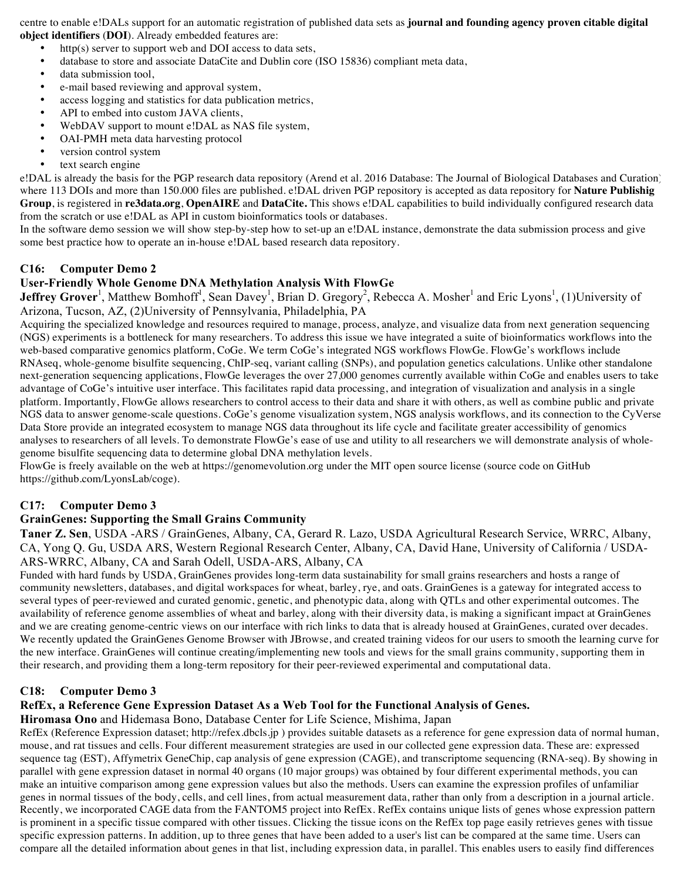centre to enable e!DALs support for an automatic registration of published data sets as **journal and founding agency proven citable digital object identifiers** (**DOI**). Already embedded features are:

- http(s) server to support web and DOI access to data sets,
- database to store and associate DataCite and Dublin core (ISO 15836) compliant meta data,
- data submission tool,
- e-mail based reviewing and approval system,
- access logging and statistics for data publication metrics,
- API to embed into custom JAVA clients,
- WebDAV support to mount e!DAL as NAS file system,
- OAI-PMH meta data harvesting protocol
- version control system
- text search engine

e!DAL is already the basis for the PGP research data repository (Arend et al. 2016 Database: The Journal of Biological Databases and Curation) where 113 DOIs and more than 150.000 files are published. e!DAL driven PGP repository is accepted as data repository for **Nature Publishig Group**, is registered in **re3data.org**, **OpenAIRE** and **DataCite.** This shows e!DAL capabilities to build individually configured research data from the scratch or use e!DAL as API in custom bioinformatics tools or databases.

In the software demo session we will show step-by-step how to set-up an e!DAL instance, demonstrate the data submission process and give some best practice how to operate an in-house e!DAL based research data repository.

## C16: Computer Demo 2

### User-Friendly Whole Genome DNA Methylation Analysis With FlowGe

**Jeffrey Grover**[1], Matthew Bomhoff[1], Sean Davey[1], Brian D. Gregory[2], Rebecca A. Mosher[1] and Eric Lyons[1], (1)University of Arizona, Tucson, AZ, (2)University of Pennsylvania, Philadelphia, PA

Acquiring the specialized knowledge and resources required to manage, process, analyze, and visualize data from next generation sequencing (NGS) experiments is a bottleneck for many researchers. To address this issue we have integrated a suite of bioinformatics workflows into the web-based comparative genomics platform, CoGe. We term CoGe's integrated NGS workflows FlowGe. FlowGe's workflows include RNAseq, whole-genome bisulfite sequencing, ChIP-seq, variant calling (SNPs), and population genetics calculations. Unlike other standalone next-generation sequencing applications, FlowGe leverages the over 27,000 genomes currently available within CoGe and enables users to take advantage of CoGe's intuitive user interface. This facilitates rapid data processing, and integration of visualization and analysis in a single platform. Importantly, FlowGe allows researchers to control access to their data and share it with others, as well as combine public and private NGS data to answer genome-scale questions. CoGe's genome visualization system, NGS analysis workflows, and its connection to the CyVerse Data Store provide an integrated ecosystem to manage NGS data throughout its life cycle and facilitate greater accessibility of genomics analyses to researchers of all levels. To demonstrate FlowGe's ease of use and utility to all researchers we will demonstrate analysis of whole-genome bisulfite sequencing data to determine global DNA methylation levels.

FlowGe is freely available on the web at https://genomevolution.org under the MIT open source license (source code on GitHub https://github.com/LyonsLab/coge).

## C17: Computer Demo 3

### GrainGenes: Supporting the Small Grains Community

**Taner Z. Sen**, USDA -ARS / GrainGenes, Albany, CA, Gerard R. Lazo, USDA Agricultural Research Service, WRRC, Albany, CA, Yong Q. Gu, USDA ARS, Western Regional Research Center, Albany, CA, David Hane, University of California / USDA-ARS-WRRC, Albany, CA and Sarah Odell, USDA-ARS, Albany, CA

Funded with hard funds by USDA, GrainGenes provides long-term data sustainability for small grains researchers and hosts a range of community newsletters, databases, and digital workspaces for wheat, barley, rye, and oats. GrainGenes is a gateway for integrated access to several types of peer-reviewed and curated genomic, genetic, and phenotypic data, along with QTLs and other experimental outcomes. The availability of reference genome assemblies of wheat and barley, along with their diversity data, is making a significant impact at GrainGenes and we are creating genome-centric views on our interface with rich links to data that is already housed at GrainGenes, curated over decades. We recently updated the GrainGenes Genome Browser with JBrowse, and created training videos for our users to smooth the learning curve for the new interface. GrainGenes will continue creating/implementing new tools and views for the small grains community, supporting them in their research, and providing them a long-term repository for their peer-reviewed experimental and computational data.

## C18: Computer Demo 3

### RefEx, a Reference Gene Expression Dataset As a Web Tool for the Functional Analysis of Genes.

**Hiromasa Ono** and Hidemasa Bono, Database Center for Life Science, Mishima, Japan

RefEx (Reference Expression dataset; http://refex.dbcls.jp ) provides suitable datasets as a reference for gene expression data of normal human, mouse, and rat tissues and cells. Four different measurement strategies are used in our collected gene expression data. These are: expressed sequence tag (EST), Affymetrix GeneChip, cap analysis of gene expression (CAGE), and transcriptome sequencing (RNA-seq). By showing in parallel with gene expression dataset in normal 40 organs (10 major groups) was obtained by four different experimental methods, you can make an intuitive comparison among gene expression values but also the methods. Users can examine the expression profiles of unfamiliar genes in normal tissues of the body, cells, and cell lines, from actual measurement data, rather than only from a description in a journal article. Recently, we incorporated CAGE data from the FANTOM5 project into RefEx. RefEx contains unique lists of genes whose expression pattern is prominent in a specific tissue compared with other tissues. Clicking the tissue icons on the RefEx top page easily retrieves genes with tissue specific expression patterns. In addition, up to three genes that have been added to a user's list can be compared at the same time. Users can compare all the detailed information about genes in that list, including expression data, in parallel. This enables users to easily find differences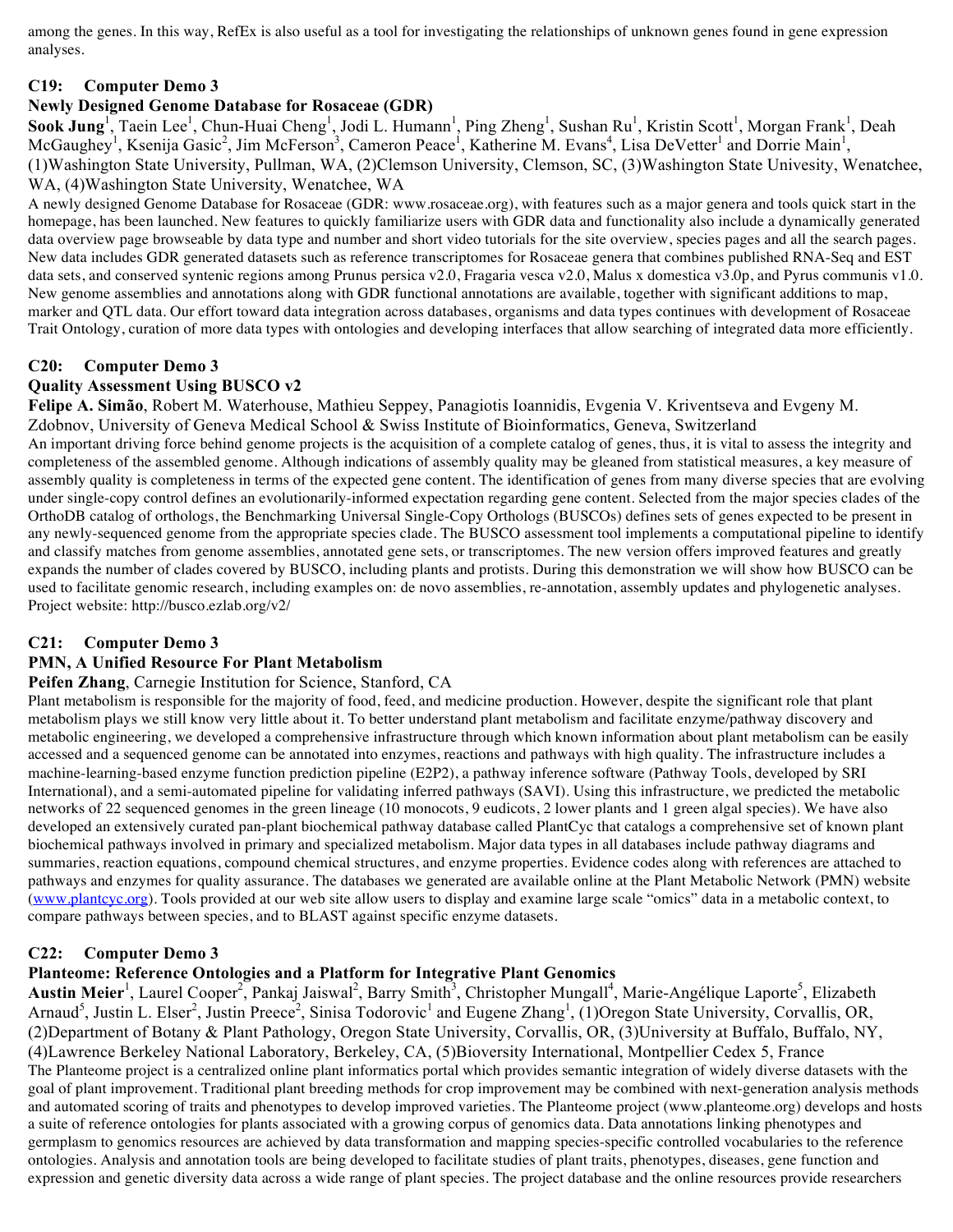among the genes. In this way, RefEx is also useful as a tool for investigating the relationships of unknown genes found in gene expression analyses.

### C19: Computer Demo 3

### Newly Designed Genome Database for Rosaceae (GDR)

**Sook Jung**[1], Taein Lee[1], Chun-Huai Cheng[1], Jodi L. Humann[1], Ping Zheng[1], Sushan Ru[1], Kristin Scott[1], Morgan Frank[1], Deah McGaughey[1], Ksenija Gasic[2], Jim McFerson[3], Cameron Peace[1], Katherine M. Evans[4], Lisa DeVetter[1] and Dorrie Main[1], (1)Washington State University, Pullman, WA, (2)Clemson University, Clemson, SC, (3)Washington State Univesity, Wenatchee, WA, (4)Washington State University, Wenatchee, WA

A newly designed Genome Database for Rosaceae (GDR: www.rosaceae.org), with features such as a major genera and tools quick start in the homepage, has been launched. New features to quickly familiarize users with GDR data and functionality also include a dynamically generated data overview page browseable by data type and number and short video tutorials for the site overview, species pages and all the search pages. New data includes GDR generated datasets such as reference transcriptomes for Rosaceae genera that combines published RNA-Seq and EST data sets, and conserved syntenic regions among Prunus persica v2.0, Fragaria vesca v2.0, Malus x domestica v3.0p, and Pyrus communis v1.0. New genome assemblies and annotations along with GDR functional annotations are available, together with significant additions to map, marker and QTL data. Our effort toward data integration across databases, organisms and data types continues with development of Rosaceae Trait Ontology, curation of more data types with ontologies and developing interfaces that allow searching of integrated data more efficiently.

### C20: Computer Demo 3

### Quality Assessment Using BUSCO v2

**Felipe A. Simão**, Robert M. Waterhouse, Mathieu Seppey, Panagiotis Ioannidis, Evgenia V. Kriventseva and Evgeny M. Zdobnov, University of Geneva Medical School & Swiss Institute of Bioinformatics, Geneva, Switzerland

An important driving force behind genome projects is the acquisition of a complete catalog of genes, thus, it is vital to assess the integrity and completeness of the assembled genome. Although indications of assembly quality may be gleaned from statistical measures, a key measure of assembly quality is completeness in terms of the expected gene content. The identification of genes from many diverse species that are evolving under single-copy control defines an evolutionarily-informed expectation regarding gene content. Selected from the major species clades of the OrthoDB catalog of orthologs, the Benchmarking Universal Single-Copy Orthologs (BUSCOs) defines sets of genes expected to be present in any newly-sequenced genome from the appropriate species clade. The BUSCO assessment tool implements a computational pipeline to identify and classify matches from genome assemblies, annotated gene sets, or transcriptomes. The new version offers improved features and greatly expands the number of clades covered by BUSCO, including plants and protists. During this demonstration we will show how BUSCO can be used to facilitate genomic research, including examples on: de novo assemblies, re-annotation, assembly updates and phylogenetic analyses. Project website: http://busco.ezlab.org/v2/

### C21: Computer Demo 3

### PMN, A Unified Resource For Plant Metabolism

**Peifen Zhang**, Carnegie Institution for Science, Stanford, CA

Plant metabolism is responsible for the majority of food, feed, and medicine production. However, despite the significant role that plant metabolism plays we still know very little about it. To better understand plant metabolism and facilitate enzyme/pathway discovery and metabolic engineering, we developed a comprehensive infrastructure through which known information about plant metabolism can be easily accessed and a sequenced genome can be annotated into enzymes, reactions and pathways with high quality. The infrastructure includes a machine-learning-based enzyme function prediction pipeline (E2P2), a pathway inference software (Pathway Tools, developed by SRI International), and a semi-automated pipeline for validating inferred pathways (SAVI). Using this infrastructure, we predicted the metabolic networks of 22 sequenced genomes in the green lineage (10 monocots, 9 eudicots, 2 lower plants and 1 green algal species). We have also developed an extensively curated pan-plant biochemical pathway database called PlantCyc that catalogs a comprehensive set of known plant biochemical pathways involved in primary and specialized metabolism. Major data types in all databases include pathway diagrams and summaries, reaction equations, compound chemical structures, and enzyme properties. Evidence codes along with references are attached to pathways and enzymes for quality assurance. The databases we generated are available online at the Plant Metabolic Network (PMN) website (www.plantcyc.org). Tools provided at our web site allow users to display and examine large scale "omics" data in a metabolic context, to compare pathways between species, and to BLAST against specific enzyme datasets.

### C22: Computer Demo 3

### Planteome: Reference Ontologies and a Platform for Integrative Plant Genomics

**Austin Meier**[1], Laurel Cooper[2], Pankaj Jaiswal[2], Barry Smith[3], Christopher Mungall[4], Marie-Angélique Laporte[5], Elizabeth Arnaud[5], Justin L. Elser[2], Justin Preece[2], Sinisa Todorovic[1] and Eugene Zhang[1], (1)Oregon State University, Corvallis, OR, (2)Department of Botany & Plant Pathology, Oregon State University, Corvallis, OR, (3)University at Buffalo, Buffalo, NY, (4)Lawrence Berkeley National Laboratory, Berkeley, CA, (5)Bioversity International, Montpellier Cedex 5, France

The Planteome project is a centralized online plant informatics portal which provides semantic integration of widely diverse datasets with the goal of plant improvement. Traditional plant breeding methods for crop improvement may be combined with next-generation analysis methods and automated scoring of traits and phenotypes to develop improved varieties. The Planteome project (www.planteome.org) develops and hosts a suite of reference ontologies for plants associated with a growing corpus of genomics data. Data annotations linking phenotypes and germplasm to genomics resources are achieved by data transformation and mapping species-specific controlled vocabularies to the reference ontologies. Analysis and annotation tools are being developed to facilitate studies of plant traits, phenotypes, diseases, gene function and expression and genetic diversity data across a wide range of plant species. The project database and the online resources provide researchers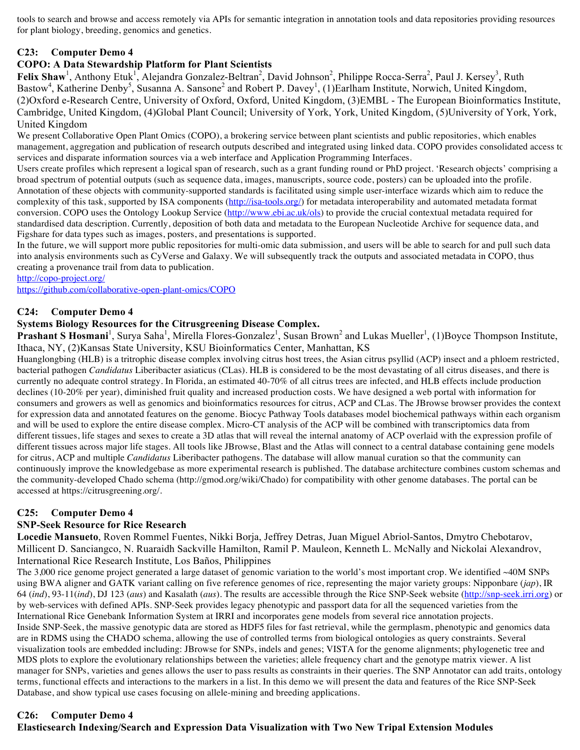tools to search and browse and access remotely via APIs for semantic integration in annotation tools and data repositories providing resources for plant biology, breeding, genomics and genetics.

### C23: Computer Demo 4

### COPO: A Data Stewardship Platform for Plant Scientists

**Felix Shaw**[1], Anthony Etuk[1], Alejandra Gonzalez-Beltran[2], David Johnson[2], Philippe Rocca-Serra[2], Paul J. Kersey[3], Ruth Bastow[4], Katherine Denby[5], Susanna A. Sansone[2] and Robert P. Davey[1], (1)Earlham Institute, Norwich, United Kingdom, (2)Oxford e-Research Centre, University of Oxford, Oxford, United Kingdom, (3)EMBL - The European Bioinformatics Institute, Cambridge, United Kingdom, (4)Global Plant Council; University of York, York, United Kingdom, (5)University of York, York, United Kingdom

We present Collaborative Open Plant Omics (COPO), a brokering service between plant scientists and public repositories, which enables management, aggregation and publication of research outputs described and integrated using linked data. COPO provides consolidated access to services and disparate information sources via a web interface and Application Programming Interfaces.

Users create profiles which represent a logical span of research, such as a grant funding round or PhD project. 'Research objects' comprising a broad spectrum of potential outputs (such as sequence data, images, manuscripts, source code, posters) can be uploaded into the profile. Annotation of these objects with community-supported standards is facilitated using simple user-interface wizards which aim to reduce the complexity of this task, supported by ISA components (http://isa-tools.org/) for metadata interoperability and automated metadata format conversion. COPO uses the Ontology Lookup Service (http://www.ebi.ac.uk/ols) to provide the crucial contextual metadata required for standardised data description. Currently, deposition of both data and metadata to the European Nucleotide Archive for sequence data, and Figshare for data types such as images, posters, and presentations is supported.

In the future, we will support more public repositories for multi-omic data submission, and users will be able to search for and pull such data into analysis environments such as CyVerse and Galaxy. We will subsequently track the outputs and associated metadata in COPO, thus creating a provenance trail from data to publication.

http://copo-project.org/

https://github.com/collaborative-open-plant-omics/COPO

### C24: Computer Demo 4

### Systems Biology Resources for the Citrusgreening Disease Complex.

**Prashant S Hosmani**[1], Surya Saha[1], Mirella Flores-Gonzalez[1], Susan Brown[2] and Lukas Mueller[1], (1)Boyce Thompson Institute, Ithaca, NY, (2)Kansas State University, KSU Bioinformatics Center, Manhattan, KS

Huanglongbing (HLB) is a tritrophic disease complex involving citrus host trees, the Asian citrus psyllid (ACP) insect and a phloem restricted, bacterial pathogen *Candidatus* Liberibacter asiaticus (CLas). HLB is considered to be the most devastating of all citrus diseases, and there is currently no adequate control strategy. In Florida, an estimated 40-70% of all citrus trees are infected, and HLB effects include production declines (10-20% per year), diminished fruit quality and increased production costs. We have designed a web portal with information for consumers and growers as well as genomics and bioinformatics resources for citrus, ACP and CLas. The JBrowse browser provides the context for expression data and annotated features on the genome. Biocyc Pathway Tools databases model biochemical pathways within each organism and will be used to explore the entire disease complex. Micro-CT analysis of the ACP will be combined with transcriptomics data from different tissues, life stages and sexes to create a 3D atlas that will reveal the internal anatomy of ACP overlaid with the expression profile of different tissues across major life stages. All tools like JBrowse, Blast and the Atlas will connect to a central database containing gene models for citrus, ACP and multiple *Candidatus* Liberibacter pathogens. The database will allow manual curation so that the community can continuously improve the knowledgebase as more experimental research is published. The database architecture combines custom schemas and the community-developed Chado schema (http://gmod.org/wiki/Chado) for compatibility with other genome databases. The portal can be accessed at https://citrusgreening.org/.

### C25: Computer Demo 4

### SNP-Seek Resource for Rice Research

**Locedie Mansueto**, Roven Rommel Fuentes, Nikki Borja, Jeffrey Detras, Juan Miguel Abriol-Santos, Dmytro Chebotarov, Millicent D. Sanciangco, N. Ruaraidh Sackville Hamilton, Ramil P. Mauleon, Kenneth L. McNally and Nickolai Alexandrov, International Rice Research Institute, Los Baños, Philippines

The 3,000 rice genome project generated a large dataset of genomic variation to the world's most important crop. We identified ~40M SNPs using BWA aligner and GATK variant calling on five reference genomes of rice, representing the major variety groups: Nipponbare (*jap*), IR 64 (*ind*), 93-11(*ind*), DJ 123 (*aus*) and Kasalath (*aus*). The results are accessible through the Rice SNP-Seek website (http://snp-seek.irri.org) or by web-services with defined APIs. SNP-Seek provides legacy phenotypic and passport data for all the sequenced varieties from the International Rice Genebank Information System at IRRI and incorporates gene models from several rice annotation projects.

Inside SNP-Seek, the massive genotypic data are stored as HDF5 files for fast retrieval, while the germplasm, phenotypic and genomics data are in RDMS using the CHADO schema, allowing the use of controlled terms from biological ontologies as query constraints. Several visualization tools are embedded including: JBrowse for SNPs, indels and genes; VISTA for the genome alignments; phylogenetic tree and MDS plots to explore the evolutionary relationships between the varieties; allele frequency chart and the genotype matrix viewer. A list manager for SNPs, varieties and genes allows the user to pass results as constraints in their queries. The SNP Annotator can add traits, ontology terms, functional effects and interactions to the markers in a list. In this demo we will present the data and features of the Rice SNP-Seek Database, and show typical use cases focusing on allele-mining and breeding applications.

### C26: Computer Demo 4

### Elasticsearch Indexing/Search and Expression Data Visualization with Two New Tripal Extension Modules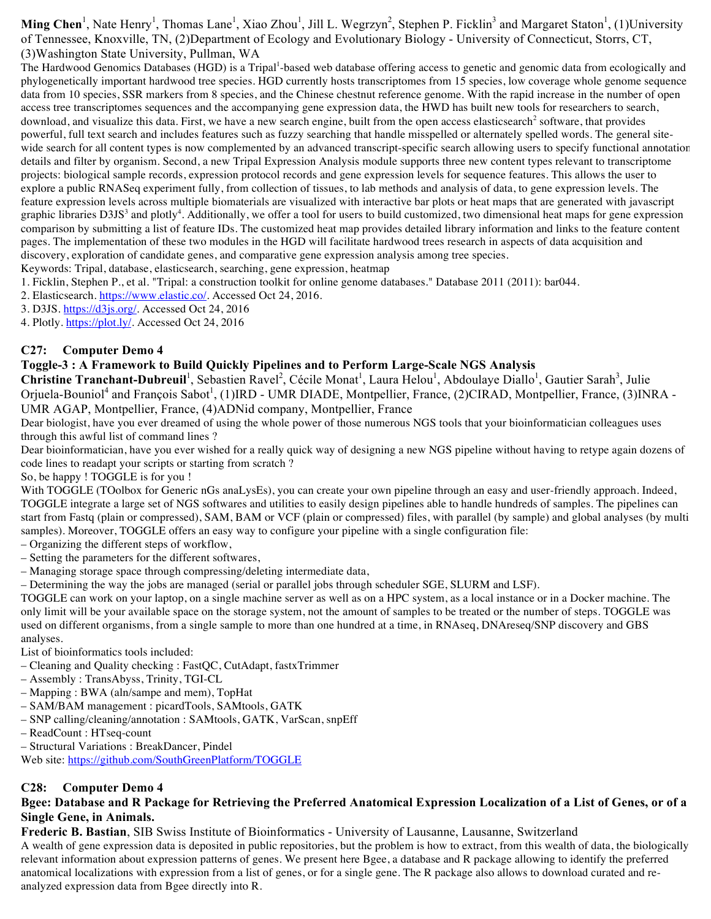**Ming Chen**[1], Nate Henry[1], Thomas Lane[1], Xiao Zhou[1], Jill L. Wegrzyn[2], Stephen P. Ficklin[3] and Margaret Staton[1], (1)University of Tennessee, Knoxville, TN, (2)Department of Ecology and Evolutionary Biology - University of Connecticut, Storrs, CT, (3)Washington State University, Pullman, WA

The Hardwood Genomics Databases (HGD) is a Tripal[1]-based web database offering access to genetic and genomic data from ecologically and phylogenetically important hardwood tree species. HGD currently hosts transcriptomes from 15 species, low coverage whole genome sequence data from 10 species, SSR markers from 8 species, and the Chinese chestnut reference genome. With the rapid increase in the number of open access tree transcriptomes sequences and the accompanying gene expression data, the HWD has built new tools for researchers to search, download, and visualize this data. First, we have a new search engine, built from the open access elasticsearch[2] software, that provides powerful, full text search and includes features such as fuzzy searching that handle misspelled or alternately spelled words. The general site-wide search for all content types is now complemented by an advanced transcript-specific search allowing users to specify functional annotation details and filter by organism. Second, a new Tripal Expression Analysis module supports three new content types relevant to transcriptome projects: biological sample records, expression protocol records and gene expression levels for sequence features. This allows the user to explore a public RNASeq experiment fully, from collection of tissues, to lab methods and analysis of data, to gene expression levels. The feature expression levels across multiple biomaterials are visualized with interactive bar plots or heat maps that are generated with javascript graphic libraries D3JS[3] and plotly[4]. Additionally, we offer a tool for users to build customized, two dimensional heat maps for gene expression comparison by submitting a list of feature IDs. The customized heat map provides detailed library information and links to the feature content pages. The implementation of these two modules in the HGD will facilitate hardwood trees research in aspects of data acquisition and discovery, exploration of candidate genes, and comparative gene expression analysis among tree species.

Keywords: Tripal, database, elasticsearch, searching, gene expression, heatmap

1. Ficklin, Stephen P., et al. "Tripal: a construction toolkit for online genome databases." Database 2011 (2011): bar044.
2. Elasticsearch. https://www.elastic.co/. Accessed Oct 24, 2016.
3. D3JS. https://d3js.org/. Accessed Oct 24, 2016
4. Plotly. https://plot.ly/. Accessed Oct 24, 2016

## C27: Computer Demo 4

### Toggle-3 : A Framework to Build Quickly Pipelines and to Perform Large-Scale NGS Analysis

**Christine Tranchant-Dubreuil**[1], Sebastien Ravel[2], Cécile Monat[1], Laura Helou[1], Abdoulaye Diallo[1], Gautier Sarah[3], Julie Orjuela-Bouniol[4] and François Sabot[1], (1)IRD - UMR DIADE, Montpellier, France, (2)CIRAD, Montpellier, France, (3)INRA - UMR AGAP, Montpellier, France, (4)ADNid company, Montpellier, France

Dear biologist, have you ever dreamed of using the whole power of those numerous NGS tools that your bioinformatician colleagues uses through this awful list of command lines ?

Dear bioinformatician, have you ever wished for a really quick way of designing a new NGS pipeline without having to retype again dozens of code lines to readapt your scripts or starting from scratch ?

So, be happy ! TOGGLE is for you !

With TOGGLE (TOolbox for Generic nGs anaLysEs), you can create your own pipeline through an easy and user-friendly approach. Indeed, TOGGLE integrate a large set of NGS softwares and utilities to easily design pipelines able to handle hundreds of samples. The pipelines can start from Fastq (plain or compressed), SAM, BAM or VCF (plain or compressed) files, with parallel (by sample) and global analyses (by multi samples). Moreover, TOGGLE offers an easy way to configure your pipeline with a single configuration file:

– Organizing the different steps of workflow,
– Setting the parameters for the different softwares,
– Managing storage space through compressing/deleting intermediate data,
– Determining the way the jobs are managed (serial or parallel jobs through scheduler SGE, SLURM and LSF).

TOGGLE can work on your laptop, on a single machine server as well as on a HPC system, as a local instance or in a Docker machine. The only limit will be your available space on the storage system, not the amount of samples to be treated or the number of steps. TOGGLE was used on different organisms, from a single sample to more than one hundred at a time, in RNAseq, DNAreseq/SNP discovery and GBS analyses.

List of bioinformatics tools included:

– Cleaning and Quality checking : FastQC, CutAdapt, fastxTrimmer
– Assembly : TransAbyss, Trinity, TGI-CL
– Mapping : BWA (aln/sampe and mem), TopHat
– SAM/BAM management : picardTools, SAMtools, GATK
– SNP calling/cleaning/annotation : SAMtools, GATK, VarScan, snpEff
– ReadCount : HTseq-count
– Structural Variations : BreakDancer, Pindel

Web site: https://github.com/SouthGreenPlatform/TOGGLE

## C28: Computer Demo 4

### Bgee: Database and R Package for Retrieving the Preferred Anatomical Expression Localization of a List of Genes, or of a Single Gene, in Animals.

**Frederic B. Bastian**, SIB Swiss Institute of Bioinformatics - University of Lausanne, Lausanne, Switzerland

A wealth of gene expression data is deposited in public repositories, but the problem is how to extract, from this wealth of data, the biologically relevant information about expression patterns of genes. We present here Bgee, a database and R package allowing to identify the preferred anatomical localizations with expression from a list of genes, or for a single gene. The R package also allows to download curated and re-analyzed expression data from Bgee directly into R.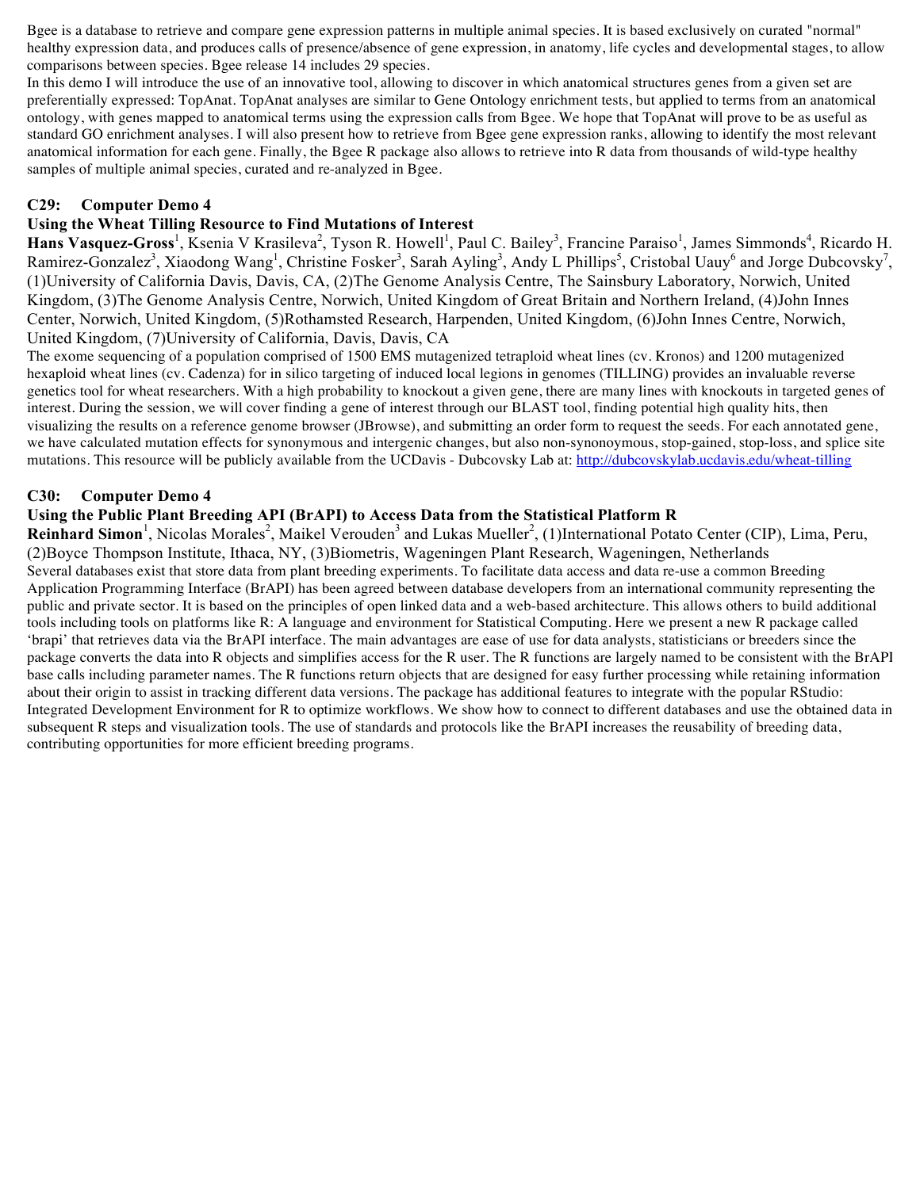Bgee is a database to retrieve and compare gene expression patterns in multiple animal species. It is based exclusively on curated "normal" healthy expression data, and produces calls of presence/absence of gene expression, in anatomy, life cycles and developmental stages, to allow comparisons between species. Bgee release 14 includes 29 species.
In this demo I will introduce the use of an innovative tool, allowing to discover in which anatomical structures genes from a given set are preferentially expressed: TopAnat. TopAnat analyses are similar to Gene Ontology enrichment tests, but applied to terms from an anatomical ontology, with genes mapped to anatomical terms using the expression calls from Bgee. We hope that TopAnat will prove to be as useful as standard GO enrichment analyses. I will also present how to retrieve from Bgee gene expression ranks, allowing to identify the most relevant anatomical information for each gene. Finally, the Bgee R package also allows to retrieve into R data from thousands of wild-type healthy samples of multiple animal species, curated and re-analyzed in Bgee.

## C29: Computer Demo 4

### Using the Wheat Tilling Resource to Find Mutations of Interest

**Hans Vasquez-Gross**[1], Ksenia V Krasileva[2], Tyson R. Howell[1], Paul C. Bailey[3], Francine Paraiso[1], James Simmonds[4], Ricardo H. Ramirez-Gonzalez[3], Xiaodong Wang[1], Christine Fosker[3], Sarah Ayling[3], Andy L Phillips[5], Cristobal Uauy[6] and Jorge Dubcovsky[7], (1)University of California Davis, Davis, CA, (2)The Genome Analysis Centre, The Sainsbury Laboratory, Norwich, United Kingdom, (3)The Genome Analysis Centre, Norwich, United Kingdom of Great Britain and Northern Ireland, (4)John Innes Center, Norwich, United Kingdom, (5)Rothamsted Research, Harpenden, United Kingdom, (6)John Innes Centre, Norwich, United Kingdom, (7)University of California, Davis, Davis, CA

The exome sequencing of a population comprised of 1500 EMS mutagenized tetraploid wheat lines (cv. Kronos) and 1200 mutagenized hexaploid wheat lines (cv. Cadenza) for in silico targeting of induced local legions in genomes (TILLING) provides an invaluable reverse genetics tool for wheat researchers. With a high probability to knockout a given gene, there are many lines with knockouts in targeted genes of interest. During the session, we will cover finding a gene of interest through our BLAST tool, finding potential high quality hits, then visualizing the results on a reference genome browser (JBrowse), and submitting an order form to request the seeds. For each annotated gene, we have calculated mutation effects for synonymous and intergenic changes, but also non-synonoymous, stop-gained, stop-loss, and splice site mutations. This resource will be publicly available from the UCDavis - Dubcovsky Lab at: http://dubcovskylab.ucdavis.edu/wheat-tilling

## C30: Computer Demo 4

### Using the Public Plant Breeding API (BrAPI) to Access Data from the Statistical Platform R

**Reinhard Simon**[1], Nicolas Morales[2], Maikel Verouden[3] and Lukas Mueller[2], (1)International Potato Center (CIP), Lima, Peru, (2)Boyce Thompson Institute, Ithaca, NY, (3)Biometris, Wageningen Plant Research, Wageningen, Netherlands

Several databases exist that store data from plant breeding experiments. To facilitate data access and data re-use a common Breeding Application Programming Interface (BrAPI) has been agreed between database developers from an international community representing the public and private sector. It is based on the principles of open linked data and a web-based architecture. This allows others to build additional tools including tools on platforms like R: A language and environment for Statistical Computing. Here we present a new R package called 'brapi' that retrieves data via the BrAPI interface. The main advantages are ease of use for data analysts, statisticians or breeders since the package converts the data into R objects and simplifies access for the R user. The R functions are largely named to be consistent with the BrAPI base calls including parameter names. The R functions return objects that are designed for easy further processing while retaining information about their origin to assist in tracking different data versions. The package has additional features to integrate with the popular RStudio: Integrated Development Environment for R to optimize workflows. We show how to connect to different databases and use the obtained data in subsequent R steps and visualization tools. The use of standards and protocols like the BrAPI increases the reusability of breeding data, contributing opportunities for more efficient breeding programs.